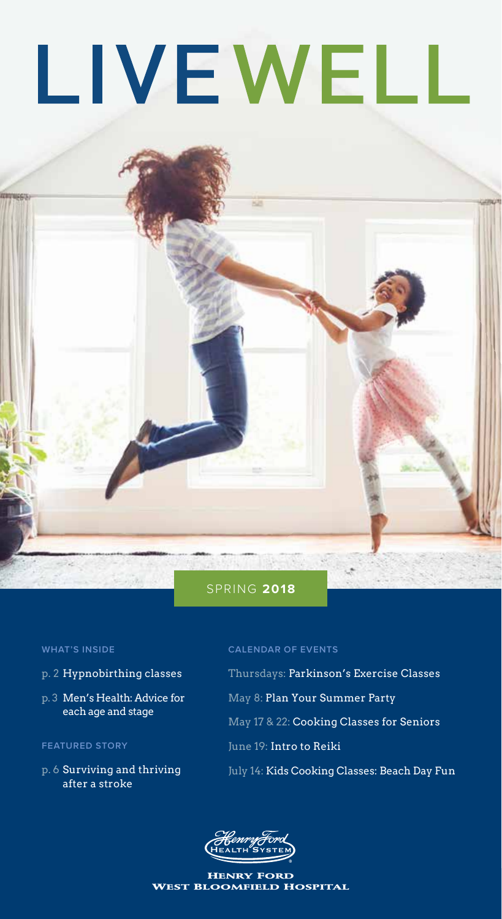# LIVEWELL

SPRING **2018**

**WHAT'S INSIDE**

- p. 2 Hypnobirthing classes
- p. 3 Men's Health: Advice for each age and stage

**FEATURED STORY**

- p. 6 Surviving and thriving after a stroke

**CALENDAR OF EVENTS**

- Thursdays: Parkinson's Exercise Classes
- May 8: Plan Your Summer Party
- May 17 & 22: Cooking Classes for Seniors
- June 19: Intro to Reiki
- July 14: Kids Cooking Classes: Beach Day Fun

Henry Ford Health System

HENRY FORD WEST BLOOMFIELD HOSPITAL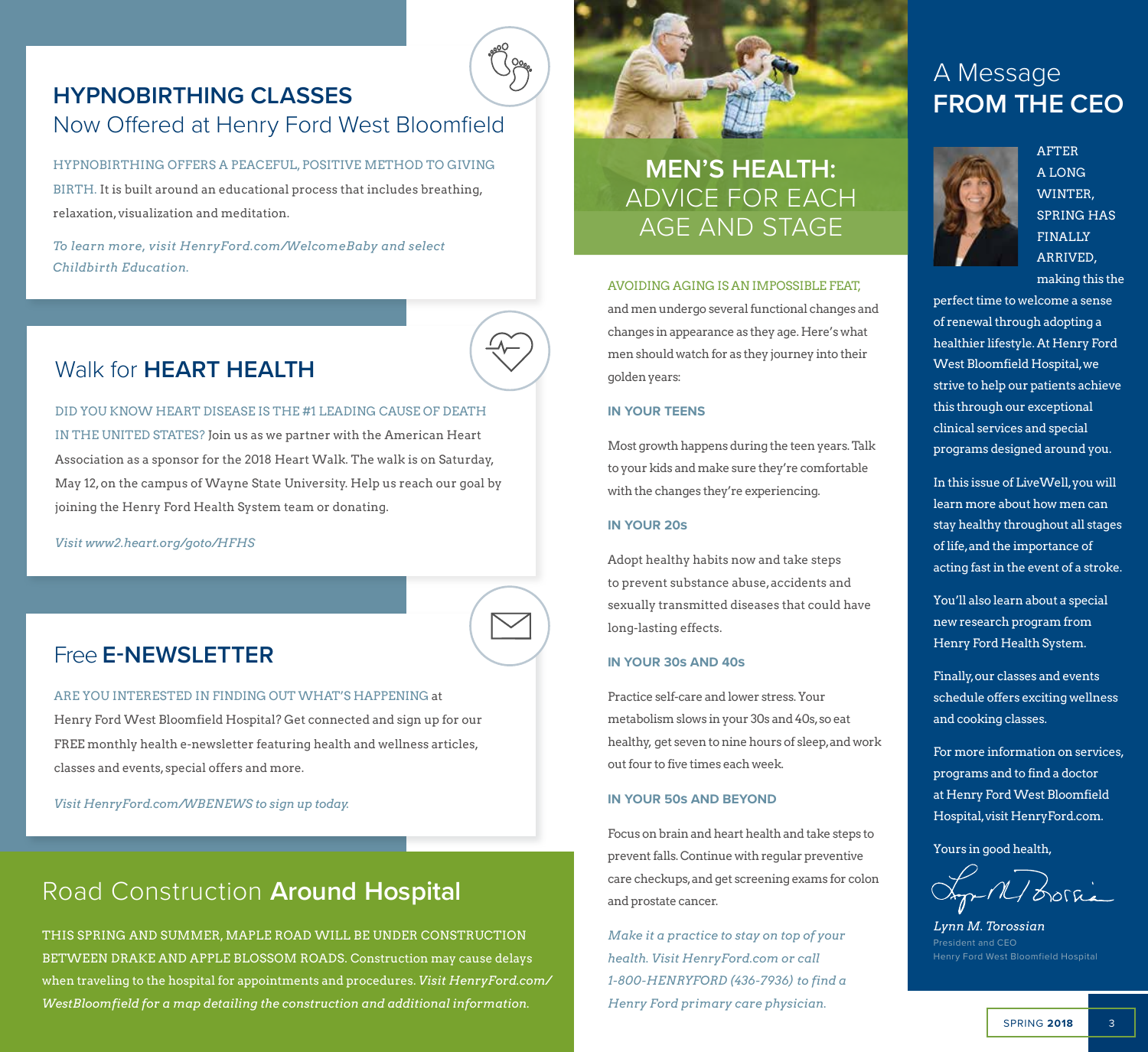## HYPNOBIRTHING CLASSES
### Now Offered at Henry Ford West Bloomfield

HYPNOBIRTHING OFFERS A PEACEFUL, POSITIVE METHOD TO GIVING BIRTH. It is built around an educational process that includes breathing, relaxation, visualization and meditation.

*To learn more, visit HenryFord.com/WelcomeBaby and select Childbirth Education.*

## Walk for **HEART HEALTH**

DID YOU KNOW HEART DISEASE IS THE #1 LEADING CAUSE OF DEATH IN THE UNITED STATES? Join us as we partner with the American Heart Association as a sponsor for the 2018 Heart Walk. The walk is on Saturday, May 12, on the campus of Wayne State University. Help us reach our goal by joining the Henry Ford Health System team or donating.

*Visit www2.heart.org/goto/HFHS*

## Free **E-NEWSLETTER**

ARE YOU INTERESTED IN FINDING OUT WHAT'S HAPPENING at Henry Ford West Bloomfield Hospital? Get connected and sign up for our FREE monthly health e-newsletter featuring health and wellness articles, classes and events, special offers and more.

*Visit HenryFord.com/WBENEWS to sign up today.*

## Road Construction **Around Hospital**

THIS SPRING AND SUMMER, MAPLE ROAD WILL BE UNDER CONSTRUCTION BETWEEN DRAKE AND APPLE BLOSSOM ROADS. Construction may cause delays when traveling to the hospital for appointments and procedures. *Visit HenryFord.com/WestBloomfield for a map detailing the construction and additional information.*

## MEN'S HEALTH: ADVICE FOR EACH AGE AND STAGE

AVOIDING AGING IS AN IMPOSSIBLE FEAT, and men undergo several functional changes and changes in appearance as they age. Here's what men should watch for as they journey into their golden years:

### IN YOUR TEENS

Most growth happens during the teen years. Talk to your kids and make sure they're comfortable with the changes they're experiencing.

### IN YOUR 20s

Adopt healthy habits now and take steps to prevent substance abuse, accidents and sexually transmitted diseases that could have long-lasting effects.

### IN YOUR 30s AND 40s

Practice self-care and lower stress. Your metabolism slows in your 30s and 40s, so eat healthy, get seven to nine hours of sleep, and work out four to five times each week.

### IN YOUR 50s AND BEYOND

Focus on brain and heart health and take steps to prevent falls. Continue with regular preventive care checkups, and get screening exams for colon and prostate cancer.

*Make it a practice to stay on top of your health. Visit HenryFord.com or call 1-800-HENRYFORD (436-7936) to find a Henry Ford primary care physician.*

## A Message **FROM THE CEO**

AFTER A LONG WINTER, SPRING HAS FINALLY ARRIVED, making this the perfect time to welcome a sense of renewal through adopting a healthier lifestyle. At Henry Ford West Bloomfield Hospital, we strive to help our patients achieve this through our exceptional clinical services and special programs designed around you.

In this issue of LiveWell, you will learn more about how men can stay healthy throughout all stages of life, and the importance of acting fast in the event of a stroke.

You'll also learn about a special new research program from Henry Ford Health System.

Finally, our classes and events schedule offers exciting wellness and cooking classes.

For more information on services, programs and to find a doctor at Henry Ford West Bloomfield Hospital, visit HenryFord.com.

Yours in good health,

*Lynn M. Torossian*
President and CEO
Henry Ford West Bloomfield Hospital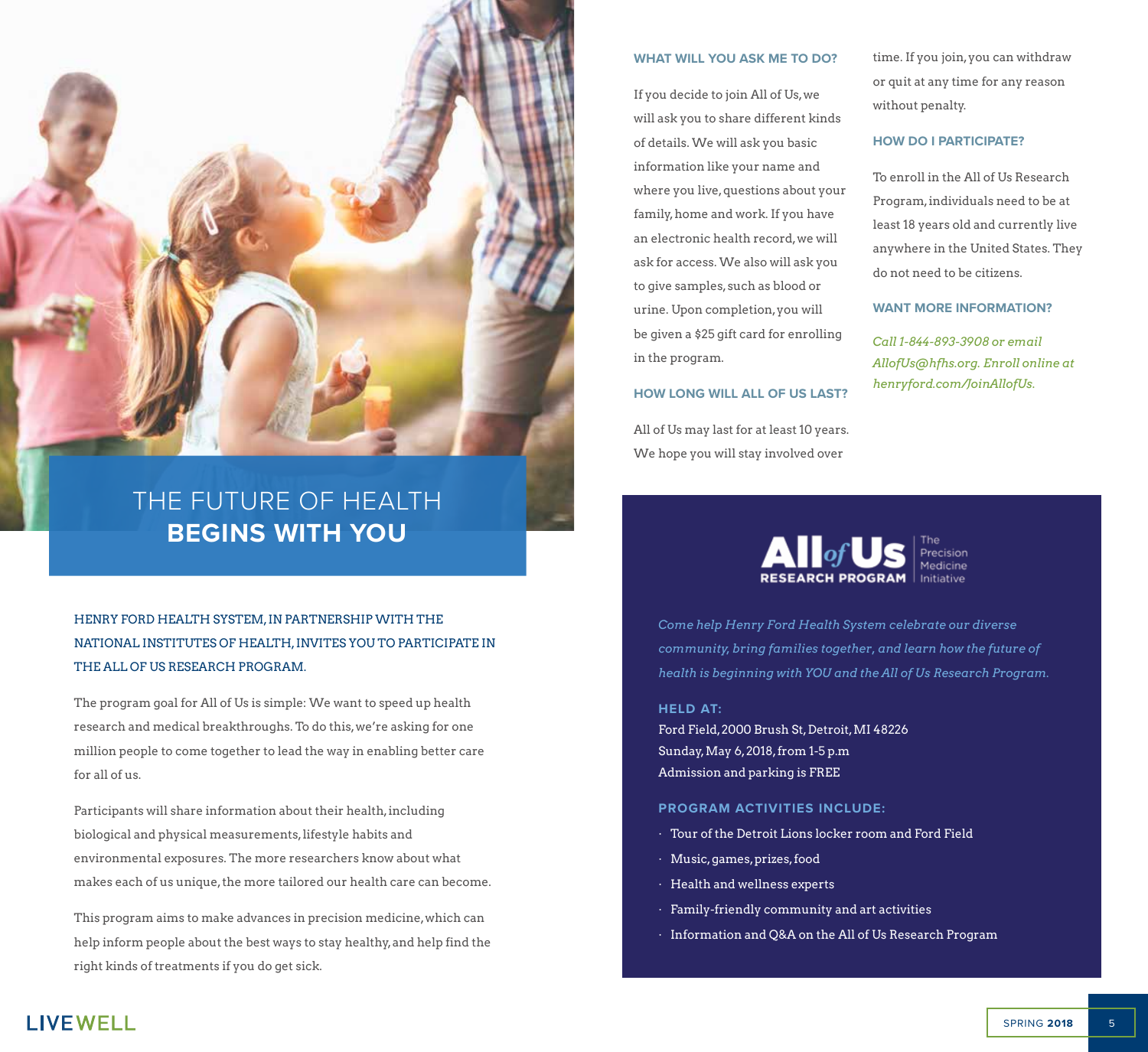# THE FUTURE OF HEALTH **BEGINS WITH YOU**

HENRY FORD HEALTH SYSTEM, IN PARTNERSHIP WITH THE NATIONAL INSTITUTES OF HEALTH, INVITES YOU TO PARTICIPATE IN THE ALL OF US RESEARCH PROGRAM.

The program goal for All of Us is simple: We want to speed up health research and medical breakthroughs. To do this, we're asking for one million people to come together to lead the way in enabling better care for all of us.

Participants will share information about their health, including biological and physical measurements, lifestyle habits and environmental exposures. The more researchers know about what makes each of us unique, the more tailored our health care can become.

This program aims to make advances in precision medicine, which can help inform people about the best ways to stay healthy, and help find the right kinds of treatments if you do get sick.

## WHAT WILL YOU ASK ME TO DO?

If you decide to join All of Us, we will ask you to share different kinds of details. We will ask you basic information like your name and where you live, questions about your family, home and work. If you have an electronic health record, we will ask for access. We also will ask you to give samples, such as blood or urine. Upon completion, you will be given a $25 gift card for enrolling in the program.

## HOW LONG WILL ALL OF US LAST?

All of Us may last for at least 10 years. We hope you will stay involved over time. If you join, you can withdraw or quit at any time for any reason without penalty.

## HOW DO I PARTICIPATE?

To enroll in the All of Us Research Program, individuals need to be at least 18 years old and currently live anywhere in the United States. They do not need to be citizens.

## WANT MORE INFORMATION?

*Call 1-844-893-3908 or email AllofUs@hfhs.org. Enroll online at henryford.com/JoinAllofUs.*

---

**All of Us RESEARCH PROGRAM** | The Precision Medicine Initiative

*Come help Henry Ford Health System celebrate our diverse community, bring families together, and learn how the future of health is beginning with YOU and the All of Us Research Program.*

**HELD AT:**

Ford Field, 2000 Brush St, Detroit, MI 48226
Sunday, May 6, 2018, from 1-5 p.m
Admission and parking is FREE

**PROGRAM ACTIVITIES INCLUDE:**

- Tour of the Detroit Lions locker room and Ford Field
- Music, games, prizes, food
- Health and wellness experts
- Family-friendly community and art activities
- Information and Q&A on the All of Us Research Program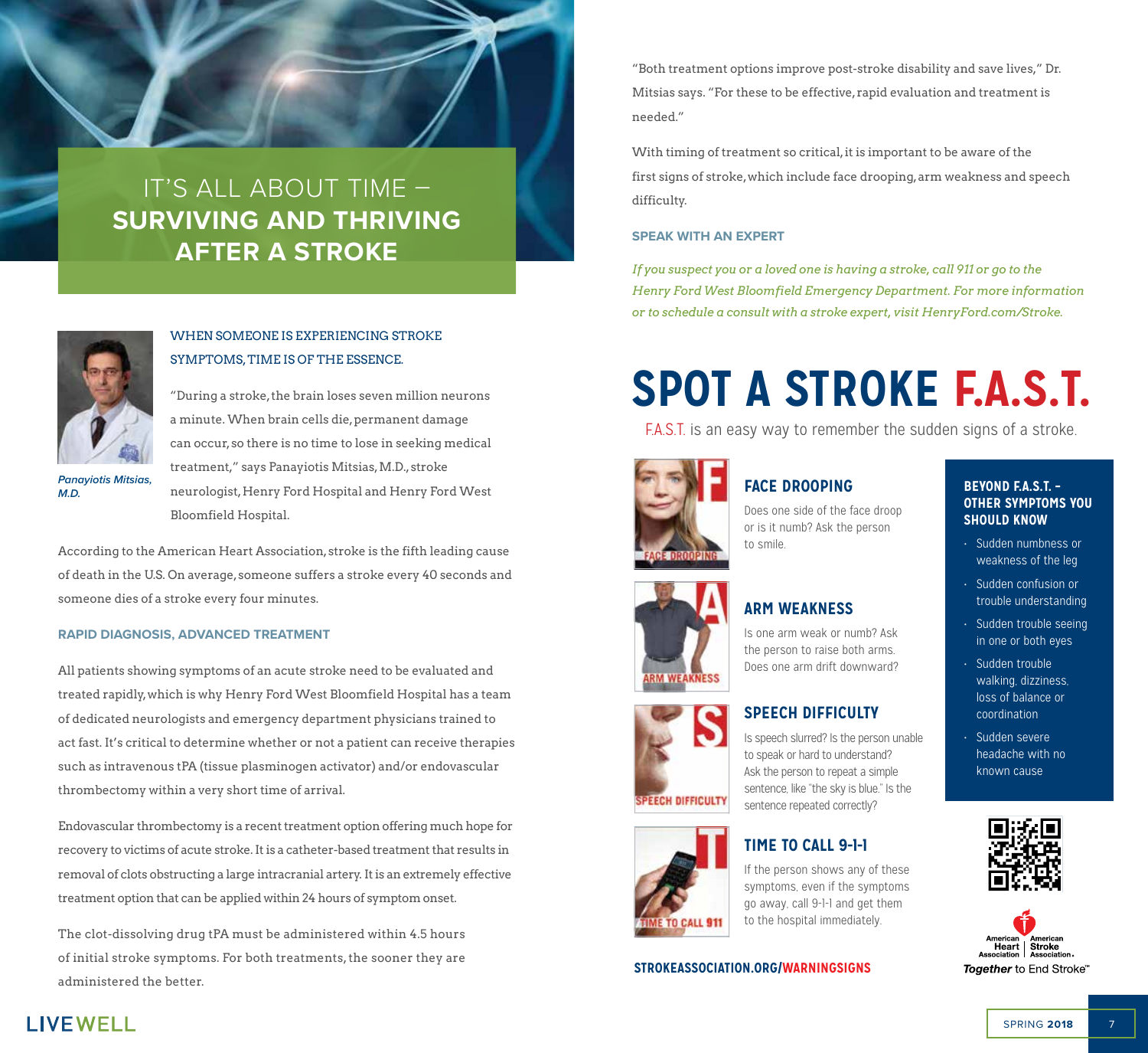# IT'S ALL ABOUT TIME – SURVIVING AND THRIVING AFTER A STROKE

*Panayiotis Mitsias, M.D.*

## WHEN SOMEONE IS EXPERIENCING STROKE SYMPTOMS, TIME IS OF THE ESSENCE.

"During a stroke, the brain loses seven million neurons a minute. When brain cells die, permanent damage can occur, so there is no time to lose in seeking medical treatment," says Panayiotis Mitsias, M.D., stroke neurologist, Henry Ford Hospital and Henry Ford West Bloomfield Hospital.

According to the American Heart Association, stroke is the fifth leading cause of death in the U.S. On average, someone suffers a stroke every 40 seconds and someone dies of a stroke every four minutes.

### RAPID DIAGNOSIS, ADVANCED TREATMENT

All patients showing symptoms of an acute stroke need to be evaluated and treated rapidly, which is why Henry Ford West Bloomfield Hospital has a team of dedicated neurologists and emergency department physicians trained to act fast. It's critical to determine whether or not a patient can receive therapies such as intravenous tPA (tissue plasminogen activator) and/or endovascular thrombectomy within a very short time of arrival.

Endovascular thrombectomy is a recent treatment option offering much hope for recovery to victims of acute stroke. It is a catheter-based treatment that results in removal of clots obstructing a large intracranial artery. It is an extremely effective treatment option that can be applied within 24 hours of symptom onset.

The clot-dissolving drug tPA must be administered within 4.5 hours of initial stroke symptoms. For both treatments, the sooner they are administered the better.

"Both treatment options improve post-stroke disability and save lives," Dr. Mitsias says. "For these to be effective, rapid evaluation and treatment is needed."

With timing of treatment so critical, it is important to be aware of the first signs of stroke, which include face drooping, arm weakness and speech difficulty.

### SPEAK WITH AN EXPERT

*If you suspect you or a loved one is having a stroke, call 911 or go to the Henry Ford West Bloomfield Emergency Department. For more information or to schedule a consult with a stroke expert, visit HenryFord.com/Stroke.*

## SPOT A STROKE F.A.S.T.

F.A.S.T. is an easy way to remember the sudden signs of a stroke.

### FACE DROOPING

Does one side of the face droop or is it numb? Ask the person to smile.

### ARM WEAKNESS

Is one arm weak or numb? Ask the person to raise both arms. Does one arm drift downward?

### SPEECH DIFFICULTY

Is speech slurred? Is the person unable to speak or hard to understand? Ask the person to repeat a simple sentence, like "the sky is blue." Is the sentence repeated correctly?

### TIME TO CALL 9-1-1

If the person shows any of these symptoms, even if the symptoms go away, call 9-1-1 and get them to the hospital immediately.

### BEYOND F.A.S.T. – OTHER SYMPTOMS YOU SHOULD KNOW

- Sudden numbness or weakness of the leg
- Sudden confusion or trouble understanding
- Sudden trouble seeing in one or both eyes
- Sudden trouble walking, dizziness, loss of balance or coordination
- Sudden severe headache with no known cause

STROKEASSOCIATION.ORG/WARNINGSIGNS

American Heart Association | American Stroke Association

**Together** to End Stroke™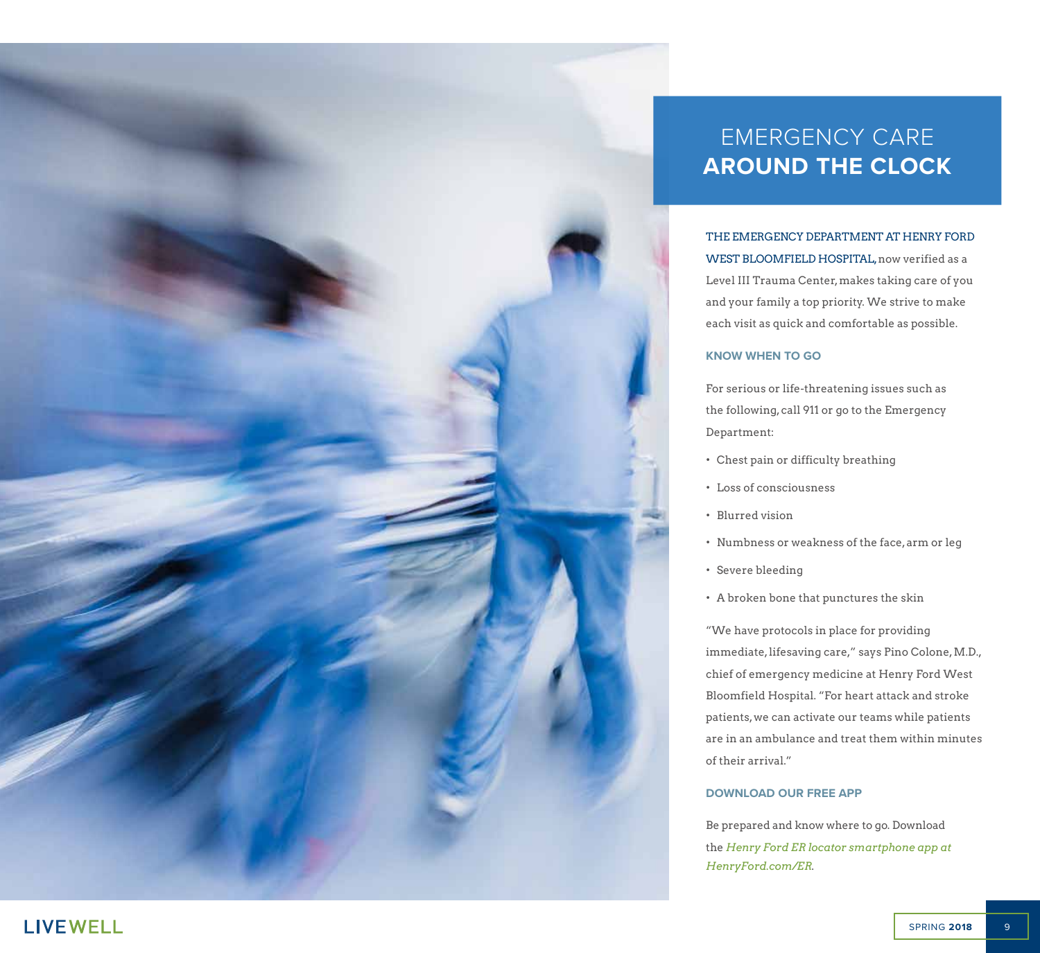# EMERGENCY CARE **AROUND THE CLOCK**

THE EMERGENCY DEPARTMENT AT HENRY FORD WEST BLOOMFIELD HOSPITAL, now verified as a Level III Trauma Center, makes taking care of you and your family a top priority. We strive to make each visit as quick and comfortable as possible.

## KNOW WHEN TO GO

For serious or life-threatening issues such as the following, call 911 or go to the Emergency Department:

- Chest pain or difficulty breathing
- Loss of consciousness
- Blurred vision
- Numbness or weakness of the face, arm or leg
- Severe bleeding
- A broken bone that punctures the skin

"We have protocols in place for providing immediate, lifesaving care," says Pino Colone, M.D., chief of emergency medicine at Henry Ford West Bloomfield Hospital. "For heart attack and stroke patients, we can activate our teams while patients are in an ambulance and treat them within minutes of their arrival."

## DOWNLOAD OUR FREE APP

Be prepared and know where to go. Download the *Henry Ford ER locator smartphone app at HenryFord.com/ER*.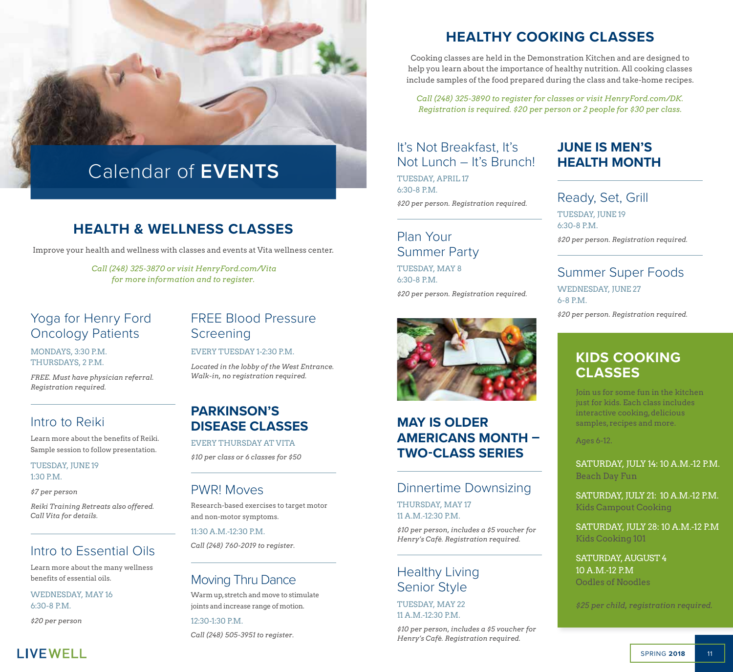# Calendar of **EVENTS**

## HEALTH & WELLNESS CLASSES

Improve your health and wellness with classes and events at Vita wellness center.

*Call (248) 325-3870 or visit HenryFord.com/Vita for more information and to register.*

### Yoga for Henry Ford Oncology Patients

MONDAYS, 3:30 P.M.
THURSDAYS, 2 P.M.

*FREE. Must have physician referral. Registration required.*

### Intro to Reiki

Learn more about the benefits of Reiki. Sample session to follow presentation.

TUESDAY, JUNE 19
1:30 P.M.

*$7 per person*

*Reiki Training Retreats also offered. Call Vita for details.*

### Intro to Essential Oils

Learn more about the many wellness benefits of essential oils.

WEDNESDAY, MAY 16
6:30-8 P.M.

*$20 per person*

### FREE Blood Pressure Screening

EVERY TUESDAY 1-2:30 P.M.

*Located in the lobby of the West Entrance. Walk-in, no registration required.*

## PARKINSON'S DISEASE CLASSES

EVERY THURSDAY AT VITA

*$10 per class or 6 classes for $50*

### PWR! Moves

Research-based exercises to target motor and non-motor symptoms.

11:30 A.M.-12:30 P.M.

*Call (248) 760-2019 to register.*

### Moving Thru Dance

Warm up, stretch and move to stimulate joints and increase range of motion.

12:30-1:30 P.M.

*Call (248) 505-3951 to register.*

## HEALTHY COOKING CLASSES

Cooking classes are held in the Demonstration Kitchen and are designed to help you learn about the importance of healthy nutrition. All cooking classes include samples of the food prepared during the class and take-home recipes.

*Call (248) 325-3890 to register for classes or visit HenryFord.com/DK. Registration is required. $20 per person or 2 people for $30 per class.*

### It's Not Breakfast, It's Not Lunch – It's Brunch!

TUESDAY, APRIL 17
6:30-8 P.M.

*$20 per person. Registration required.*

### Plan Your Summer Party

TUESDAY, MAY 8
6:30-8 P.M.

*$20 per person. Registration required.*

## MAY IS OLDER AMERICANS MONTH – TWO-CLASS SERIES

### Dinnertime Downsizing

THURSDAY, MAY 17
11 A.M.-12:30 P.M.

*$10 per person, includes a $5 voucher for Henry's Café. Registration required.*

### Healthy Living Senior Style

TUESDAY, MAY 22
11 A.M.-12:30 P.M.

*$10 per person, includes a $5 voucher for Henry's Café. Registration required.*

## JUNE IS MEN'S HEALTH MONTH

### Ready, Set, Grill

TUESDAY, JUNE 19
6:30-8 P.M.

*$20 per person. Registration required.*

### Summer Super Foods

WEDNESDAY, JUNE 27
6-8 P.M.

*$20 per person. Registration required.*

## KIDS COOKING CLASSES

Join us for some fun in the kitchen just for kids. Each class includes interactive cooking, delicious samples, recipes and more.

Ages 6-12.

SATURDAY, JULY 14: 10 A.M.-12 P.M.
Beach Day Fun

SATURDAY, JULY 21: 10 A.M.-12 P.M.
Kids Campout Cooking

SATURDAY, JULY 28: 10 A.M.-12 P.M
Kids Cooking 101

SATURDAY, AUGUST 4
10 A.M.-12 P.M
Oodles of Noodles

*$25 per child, registration required.*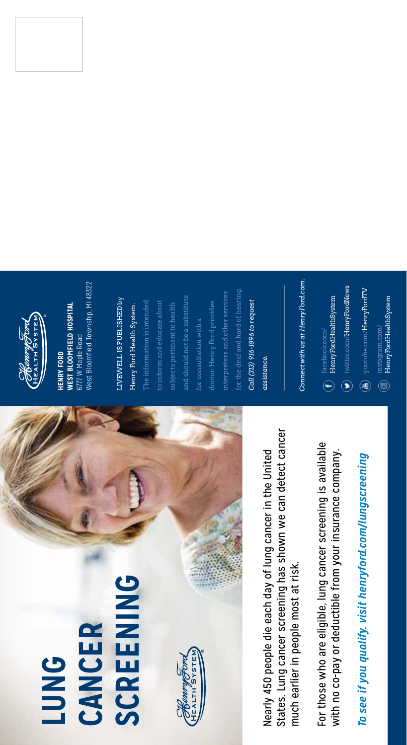# LUNG CANCER SCREENING

Henry Ford Health System

Nearly 450 people die each day of lung cancer in the United States. Lung cancer screening has shown we can detect cancer much earlier in people most at risk.

For those who are eligible, lung cancer screening is available with no co-pay or deductible from your insurance company.

***To see if you qualify, visit henryford.com/lungscreening***

Henry Ford Health System

**HENRY FORD**
**WEST BLOOMFIELD HOSPITAL**
6777 W Maple Road
West Bloomfield Township, MI 48322

LIVEWELL IS PUBLISHED by Henry Ford Health System. The information is intended to inform and educate about subjects pertinent to health and should not be a substitute for consultation with a doctor. Henry Ford provides interpreters and other services for the deaf and hard of hearing. *Call (313) 916-1896 to request assistance.*

*Connect with us at HenryFord.com.*

- facebook.com/HenryFordHealthSystem
- twitter.com/HenryFordNews
- youtube.com/HenryFordTV
- instagram.com/HenryFordHealthSystem